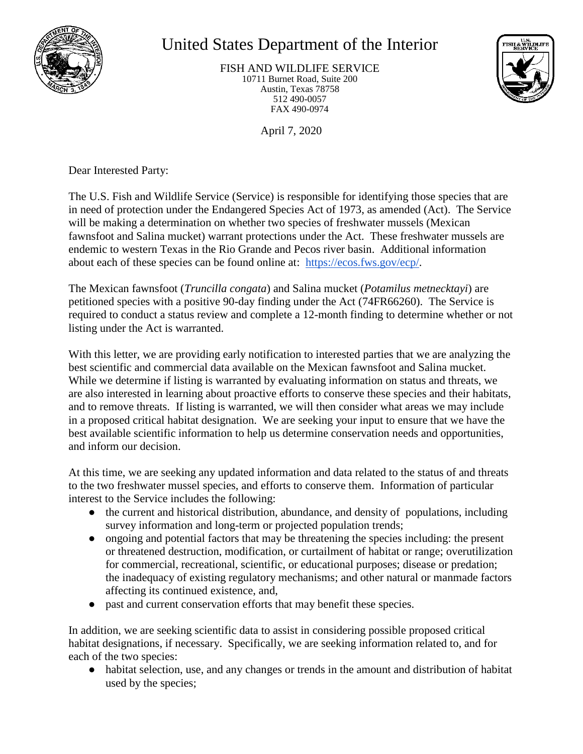# United States Department of the Interior

FISH AND WILDLIFE SERVICE
10711 Burnet Road, Suite 200
Austin, Texas 78758
512 490-0057
FAX 490-0974

April 7, 2020

Dear Interested Party:

The U.S. Fish and Wildlife Service (Service) is responsible for identifying those species that are in need of protection under the Endangered Species Act of 1973, as amended (Act). The Service will be making a determination on whether two species of freshwater mussels (Mexican fawnsfoot and Salina mucket) warrant protections under the Act. These freshwater mussels are endemic to western Texas in the Rio Grande and Pecos river basin. Additional information about each of these species can be found online at: [https://ecos.fws.gov/ecp/](https://ecos.fws.gov/ecp/).

The Mexican fawnsfoot (*Truncilla congata*) and Salina mucket (*Potamilus metnecktayi*) are petitioned species with a positive 90-day finding under the Act (74FR66260). The Service is required to conduct a status review and complete a 12-month finding to determine whether or not listing under the Act is warranted.

With this letter, we are providing early notification to interested parties that we are analyzing the best scientific and commercial data available on the Mexican fawnsfoot and Salina mucket. While we determine if listing is warranted by evaluating information on status and threats, we are also interested in learning about proactive efforts to conserve these species and their habitats, and to remove threats. If listing is warranted, we will then consider what areas we may include in a proposed critical habitat designation. We are seeking your input to ensure that we have the best available scientific information to help us determine conservation needs and opportunities, and inform our decision.

At this time, we are seeking any updated information and data related to the status of and threats to the two freshwater mussel species, and efforts to conserve them. Information of particular interest to the Service includes the following:

- the current and historical distribution, abundance, and density of populations, including survey information and long-term or projected population trends;
- ongoing and potential factors that may be threatening the species including: the present or threatened destruction, modification, or curtailment of habitat or range; overutilization for commercial, recreational, scientific, or educational purposes; disease or predation; the inadequacy of existing regulatory mechanisms; and other natural or manmade factors affecting its continued existence, and,
- past and current conservation efforts that may benefit these species.

In addition, we are seeking scientific data to assist in considering possible proposed critical habitat designations, if necessary. Specifically, we are seeking information related to, and for each of the two species:

- habitat selection, use, and any changes or trends in the amount and distribution of habitat used by the species;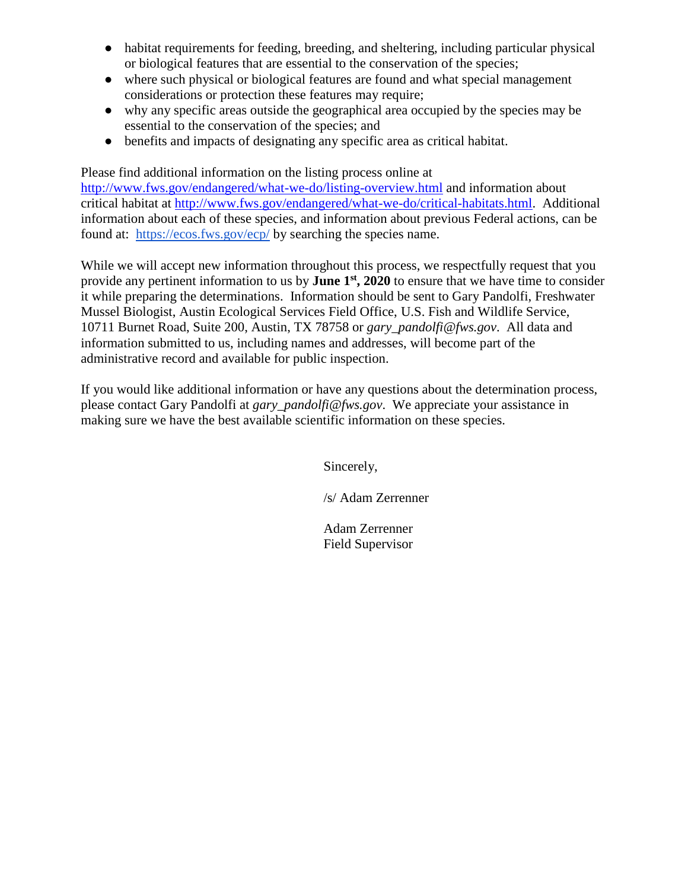- habitat requirements for feeding, breeding, and sheltering, including particular physical or biological features that are essential to the conservation of the species;
- where such physical or biological features are found and what special management considerations or protection these features may require;
- why any specific areas outside the geographical area occupied by the species may be essential to the conservation of the species; and
- benefits and impacts of designating any specific area as critical habitat.

Please find additional information on the listing process online at http://www.fws.gov/endangered/what-we-do/listing-overview.html and information about critical habitat at http://www.fws.gov/endangered/what-we-do/critical-habitats.html. Additional information about each of these species, and information about previous Federal actions, can be found at: https://ecos.fws.gov/ecp/ by searching the species name.

While we will accept new information throughout this process, we respectfully request that you provide any pertinent information to us by **June 1st, 2020** to ensure that we have time to consider it while preparing the determinations. Information should be sent to Gary Pandolfi, Freshwater Mussel Biologist, Austin Ecological Services Field Office, U.S. Fish and Wildlife Service, 10711 Burnet Road, Suite 200, Austin, TX 78758 or *gary_pandolfi@fws.gov*. All data and information submitted to us, including names and addresses, will become part of the administrative record and available for public inspection.

If you would like additional information or have any questions about the determination process, please contact Gary Pandolfi at *gary_pandolfi@fws.gov*. We appreciate your assistance in making sure we have the best available scientific information on these species.

Sincerely,

/s/ Adam Zerrenner

Adam Zerrenner
Field Supervisor